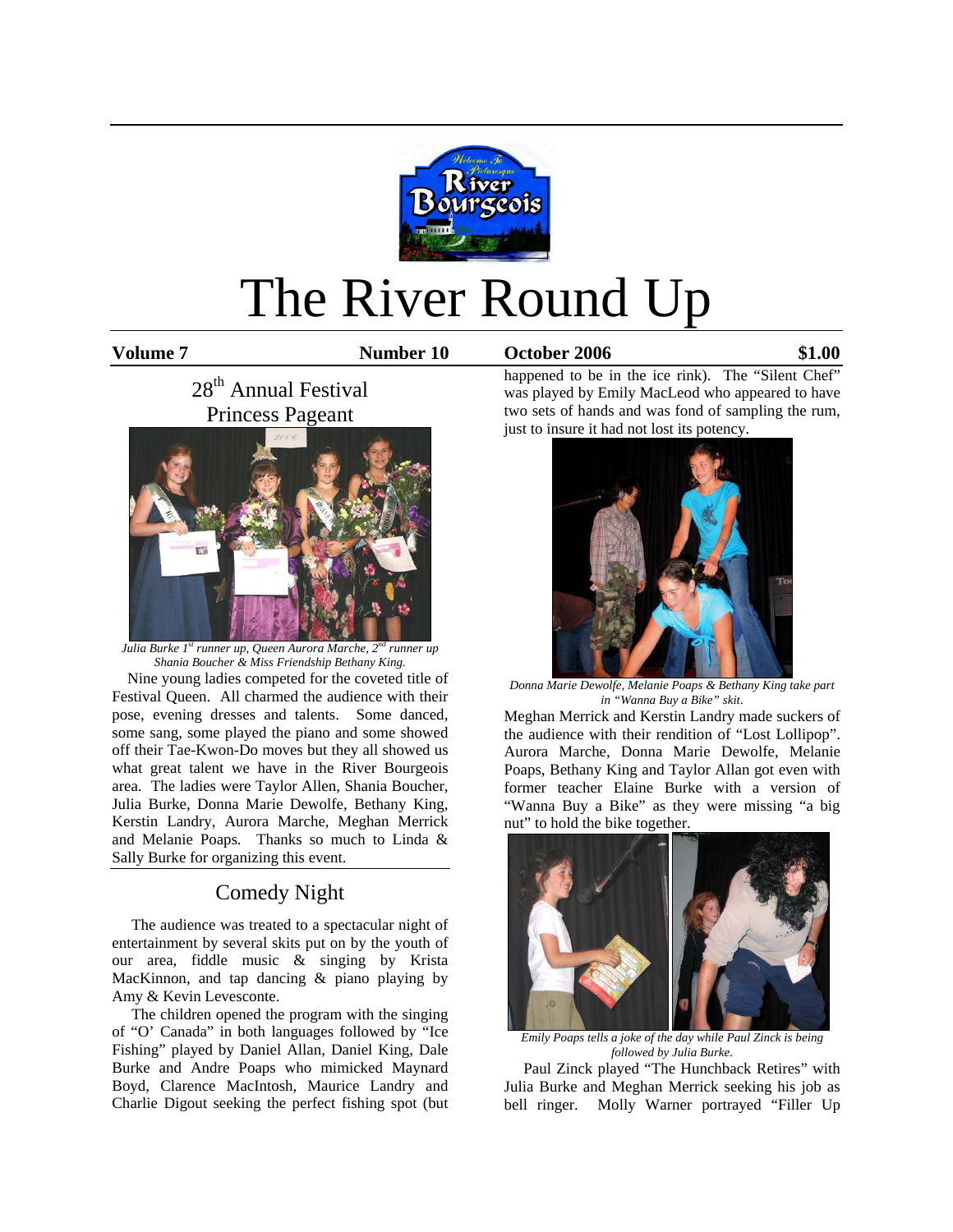# The River Round Up

**Volume 7** **Number 10** **October 2006** **$1.00**

## 28th Annual Festival Princess Pageant

*Julia Burke 1st runner up, Queen Aurora Marche, 2nd runner up Shania Boucher & Miss Friendship Bethany King.*

Nine young ladies competed for the coveted title of Festival Queen. All charmed the audience with their pose, evening dresses and talents. Some danced, some sang, some played the piano and some showed off their Tae-Kwon-Do moves but they all showed us what great talent we have in the River Bourgeois area. The ladies were Taylor Allen, Shania Boucher, Julia Burke, Donna Marie Dewolfe, Bethany King, Kerstin Landry, Aurora Marche, Meghan Merrick and Melanie Poaps. Thanks so much to Linda & Sally Burke for organizing this event.

## Comedy Night

The audience was treated to a spectacular night of entertainment by several skits put on by the youth of our area, fiddle music & singing by Krista MacKinnon, and tap dancing & piano playing by Amy & Kevin Levesconte.

The children opened the program with the singing of "O' Canada" in both languages followed by "Ice Fishing" played by Daniel Allan, Daniel King, Dale Burke and Andre Poaps who mimicked Maynard Boyd, Clarence MacIntosh, Maurice Landry and Charlie Digout seeking the perfect fishing spot (but happened to be in the ice rink). The "Silent Chef" was played by Emily MacLeod who appeared to have two sets of hands and was fond of sampling the rum, just to insure it had not lost its potency.

*Donna Marie Dewolfe, Melanie Poaps & Bethany King take part in "Wanna Buy a Bike" skit.*

Meghan Merrick and Kerstin Landry made suckers of the audience with their rendition of "Lost Lollipop". Aurora Marche, Donna Marie Dewolfe, Melanie Poaps, Bethany King and Taylor Allan got even with former teacher Elaine Burke with a version of "Wanna Buy a Bike" as they were missing "a big nut" to hold the bike together.

*Emily Poaps tells a joke of the day while Paul Zinck is being followed by Julia Burke.*

Paul Zinck played "The Hunchback Retires" with Julia Burke and Meghan Merrick seeking his job as bell ringer. Molly Warner portrayed "Filler Up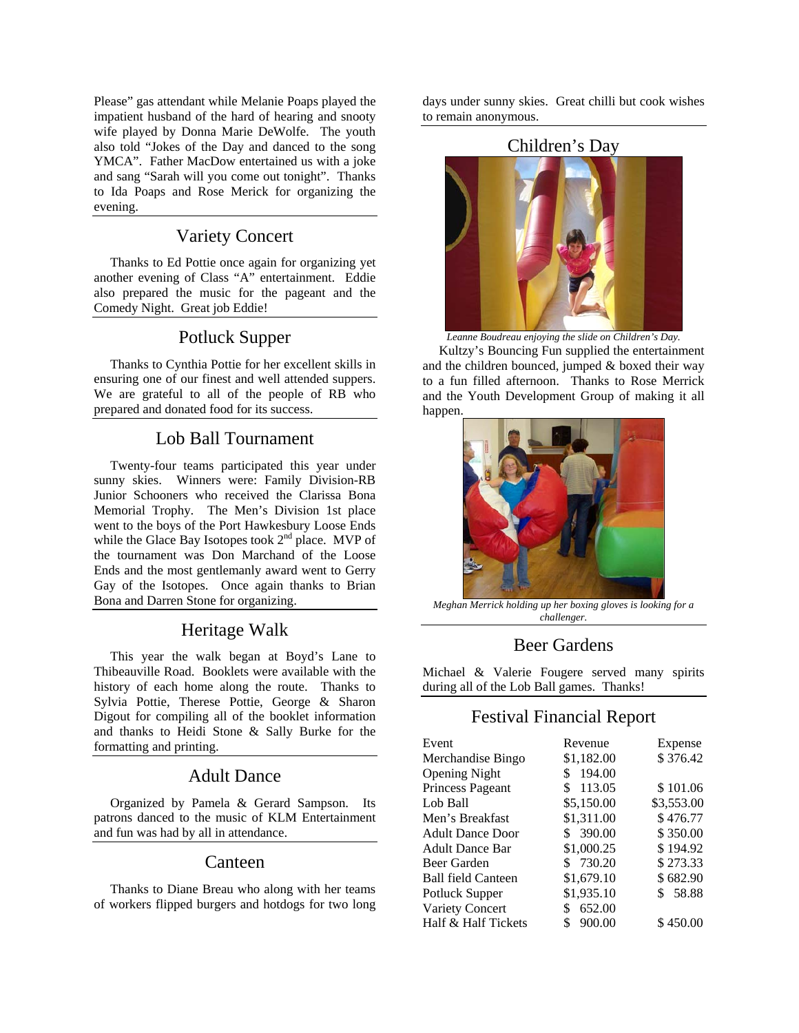Please" gas attendant while Melanie Poaps played the impatient husband of the hard of hearing and snooty wife played by Donna Marie DeWolfe. The youth also told "Jokes of the Day and danced to the song YMCA". Father MacDow entertained us with a joke and sang "Sarah will you come out tonight". Thanks to Ida Poaps and Rose Merick for organizing the evening.

## Variety Concert

Thanks to Ed Pottie once again for organizing yet another evening of Class "A" entertainment. Eddie also prepared the music for the pageant and the Comedy Night. Great job Eddie!

## Potluck Supper

Thanks to Cynthia Pottie for her excellent skills in ensuring one of our finest and well attended suppers. We are grateful to all of the people of RB who prepared and donated food for its success.

## Lob Ball Tournament

Twenty-four teams participated this year under sunny skies. Winners were: Family Division-RB Junior Schooners who received the Clarissa Bona Memorial Trophy. The Men's Division 1st place went to the boys of the Port Hawkesbury Loose Ends while the Glace Bay Isotopes took 2nd place. MVP of the tournament was Don Marchand of the Loose Ends and the most gentlemanly award went to Gerry Gay of the Isotopes. Once again thanks to Brian Bona and Darren Stone for organizing.

## Heritage Walk

This year the walk began at Boyd's Lane to Thibeauville Road. Booklets were available with the history of each home along the route. Thanks to Sylvia Pottie, Therese Pottie, George & Sharon Digout for compiling all of the booklet information and thanks to Heidi Stone & Sally Burke for the formatting and printing.

## Adult Dance

Organized by Pamela & Gerard Sampson. Its patrons danced to the music of KLM Entertainment and fun was had by all in attendance.

## Canteen

Thanks to Diane Breau who along with her teams of workers flipped burgers and hotdogs for two long days under sunny skies. Great chilli but cook wishes to remain anonymous.

## Children's Day

*Leanne Boudreau enjoying the slide on Children's Day.*

Kultzy's Bouncing Fun supplied the entertainment and the children bounced, jumped & boxed their way to a fun filled afternoon. Thanks to Rose Merrick and the Youth Development Group of making it all happen.

*Meghan Merrick holding up her boxing gloves is looking for a challenger.*

## Beer Gardens

Michael & Valerie Fougere served many spirits during all of the Lob Ball games. Thanks!

## Festival Financial Report

| Event | Revenue | Expense |
|---|---|---|
| Merchandise Bingo | $1,182.00 | $ 376.42 |
| Opening Night | $ 194.00 | |
| Princess Pageant | $ 113.05 | $ 101.06 |
| Lob Ball | $5,150.00 | $3,553.00 |
| Men's Breakfast | $1,311.00 | $ 476.77 |
| Adult Dance Door | $ 390.00 | $ 350.00 |
| Adult Dance Bar | $1,000.25 | $ 194.92 |
| Beer Garden | $ 730.20 | $ 273.33 |
| Ball field Canteen | $1,679.10 | $ 682.90 |
| Potluck Supper | $1,935.10 | $ 58.88 |
| Variety Concert | $ 652.00 | |
| Half & Half Tickets | $ 900.00 | $ 450.00 |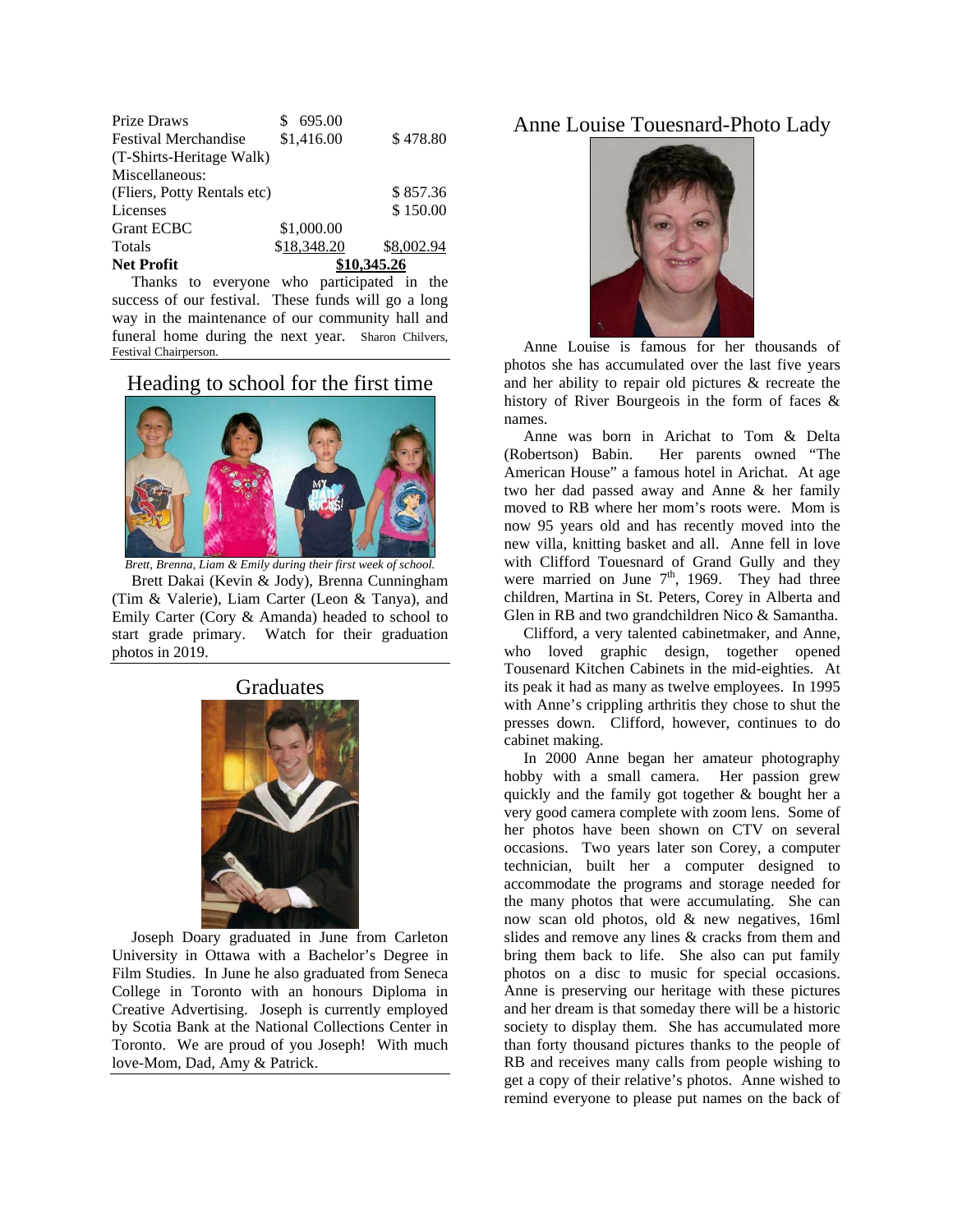| | | |
|---|---|---|
| Prize Draws | $ 695.00 | |
| Festival Merchandise (T-Shirts-Heritage Walk) | $1,416.00 | $ 478.80 |
| Miscellaneous: (Fliers, Potty Rentals etc) | | $ 857.36 |
| Licenses | | $ 150.00 |
| Grant ECBC | $1,000.00 | |
| Totals | $18,348.20 | $8,002.94 |
| **Net Profit** | **$10,345.26** | |

Thanks to everyone who participated in the success of our festival. These funds will go a long way in the maintenance of our community hall and funeral home during the next year. Sharon Chilvers, Festival Chairperson.

## Heading to school for the first time

*Brett, Brenna, Liam & Emily during their first week of school.*

Brett Dakai (Kevin & Jody), Brenna Cunningham (Tim & Valerie), Liam Carter (Leon & Tanya), and Emily Carter (Cory & Amanda) headed to school to start grade primary. Watch for their graduation photos in 2019.

## Graduates

Joseph Doary graduated in June from Carleton University in Ottawa with a Bachelor's Degree in Film Studies. In June he also graduated from Seneca College in Toronto with an honours Diploma in Creative Advertising. Joseph is currently employed by Scotia Bank at the National Collections Center in Toronto. We are proud of you Joseph! With much love-Mom, Dad, Amy & Patrick.

## Anne Louise Touesnard-Photo Lady

Anne Louise is famous for her thousands of photos she has accumulated over the last five years and her ability to repair old pictures & recreate the history of River Bourgeois in the form of faces & names.

Anne was born in Arichat to Tom & Delta (Robertson) Babin. Her parents owned "The American House" a famous hotel in Arichat. At age two her dad passed away and Anne & her family moved to RB where her mom's roots were. Mom is now 95 years old and has recently moved into the new villa, knitting basket and all. Anne fell in love with Clifford Touesnard of Grand Gully and they were married on June 7th, 1969. They had three children, Martina in St. Peters, Corey in Alberta and Glen in RB and two grandchildren Nico & Samantha.

Clifford, a very talented cabinetmaker, and Anne, who loved graphic design, together opened Tousenard Kitchen Cabinets in the mid-eighties. At its peak it had as many as twelve employees. In 1995 with Anne's crippling arthritis they chose to shut the presses down. Clifford, however, continues to do cabinet making.

In 2000 Anne began her amateur photography hobby with a small camera. Her passion grew quickly and the family got together & bought her a very good camera complete with zoom lens. Some of her photos have been shown on CTV on several occasions. Two years later son Corey, a computer technician, built her a computer designed to accommodate the programs and storage needed for the many photos that were accumulating. She can now scan old photos, old & new negatives, 16ml slides and remove any lines & cracks from them and bring them back to life. She also can put family photos on a disc to music for special occasions. Anne is preserving our heritage with these pictures and her dream is that someday there will be a historic society to display them. She has accumulated more than forty thousand pictures thanks to the people of RB and receives many calls from people wishing to get a copy of their relative's photos. Anne wished to remind everyone to please put names on the back of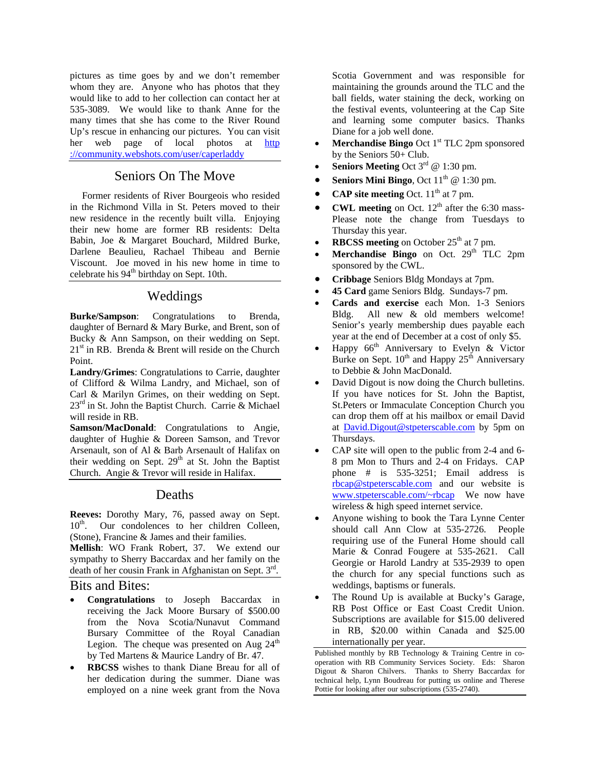pictures as time goes by and we don't remember whom they are. Anyone who has photos that they would like to add to her collection can contact her at 535-3089. We would like to thank Anne for the many times that she has come to the River Round Up's rescue in enhancing our pictures. You can visit her web page of local photos at http ://community.webshots.com/user/caperladdy

## Seniors On The Move

Former residents of River Bourgeois who resided in the Richmond Villa in St. Peters moved to their new residence in the recently built villa. Enjoying their new home are former RB residents: Delta Babin, Joe & Margaret Bouchard, Mildred Burke, Darlene Beaulieu, Rachael Thibeau and Bernie Viscount. Joe moved in his new home in time to celebrate his 94th birthday on Sept. 10th.

## Weddings

**Burke/Sampson**: Congratulations to Brenda, daughter of Bernard & Mary Burke, and Brent, son of Bucky & Ann Sampson, on their wedding on Sept. 21st in RB. Brenda & Brent will reside on the Church Point.

**Landry/Grimes**: Congratulations to Carrie, daughter of Clifford & Wilma Landry, and Michael, son of Carl & Marilyn Grimes, on their wedding on Sept. 23rd in St. John the Baptist Church. Carrie & Michael will reside in RB.

**Samson/MacDonald**: Congratulations to Angie, daughter of Hughie & Doreen Samson, and Trevor Arsenault, son of Al & Barb Arsenault of Halifax on their wedding on Sept. 29th at St. John the Baptist Church. Angie & Trevor will reside in Halifax.

## Deaths

**Reeves:** Dorothy Mary, 76, passed away on Sept. 10th. Our condolences to her children Colleen, (Stone), Francine & James and their families.

**Mellish**: WO Frank Robert, 37. We extend our sympathy to Sherry Baccardax and her family on the death of her cousin Frank in Afghanistan on Sept. 3rd.

## Bits and Bites:

- **Congratulations** to Joseph Baccardax in receiving the Jack Moore Bursary of $500.00 from the Nova Scotia/Nunavut Command Bursary Committee of the Royal Canadian Legion. The cheque was presented on Aug 24th by Ted Martens & Maurice Landry of Br. 47.
- **RBCSS** wishes to thank Diane Breau for all of her dedication during the summer. Diane was employed on a nine week grant from the Nova Scotia Government and was responsible for maintaining the grounds around the TLC and the ball fields, water staining the deck, working on the festival events, volunteering at the Cap Site and learning some computer basics. Thanks Diane for a job well done.
- **Merchandise Bingo** Oct 1st TLC 2pm sponsored by the Seniors 50+ Club.
- **Seniors Meeting** Oct 3rd @ 1:30 pm.
- **Seniors Mini Bingo**, Oct 11th @ 1:30 pm.
- **CAP site meeting** Oct. 11th at 7 pm.
- **CWL meeting** on Oct. 12th after the 6:30 mass-Please note the change from Tuesdays to Thursday this year.
- **RBCSS meeting** on October 25th at 7 pm.
- **Merchandise Bingo** on Oct. 29th TLC 2pm sponsored by the CWL.
- **Cribbage** Seniors Bldg Mondays at 7pm.
- **45 Card** game Seniors Bldg. Sundays-7 pm.
- **Cards and exercise** each Mon. 1-3 Seniors Bldg. All new & old members welcome! Senior's yearly membership dues payable each year at the end of December at a cost of only $5.
- Happy 66th Anniversary to Evelyn & Victor Burke on Sept. 10th and Happy 25th Anniversary to Debbie & John MacDonald.
- David Digout is now doing the Church bulletins. If you have notices for St. John the Baptist, St.Peters or Immaculate Conception Church you can drop them off at his mailbox or email David at David.Digout@stpeterscable.com by 5pm on Thursdays.
- CAP site will open to the public from 2-4 and 6-8 pm Mon to Thurs and 2-4 on Fridays. CAP phone # is 535-3251; Email address is rbcap@stpeterscable.com and our website is www.stpeterscable.com/~rbcap We now have wireless & high speed internet service.
- Anyone wishing to book the Tara Lynne Center should call Ann Clow at 535-2726. People requiring use of the Funeral Home should call Marie & Conrad Fougere at 535-2621. Call Georgie or Harold Landry at 535-2939 to open the church for any special functions such as weddings, baptisms or funerals.
- The Round Up is available at Bucky's Garage, RB Post Office or East Coast Credit Union. Subscriptions are available for $15.00 delivered in RB, $20.00 within Canada and $25.00 internationally per year.

Published monthly by RB Technology & Training Centre in co-operation with RB Community Services Society. Eds: Sharon Digout & Sharon Chilvers. Thanks to Sherry Baccardax for technical help, Lynn Boudreau for putting us online and Therese Pottie for looking after our subscriptions (535-2740).